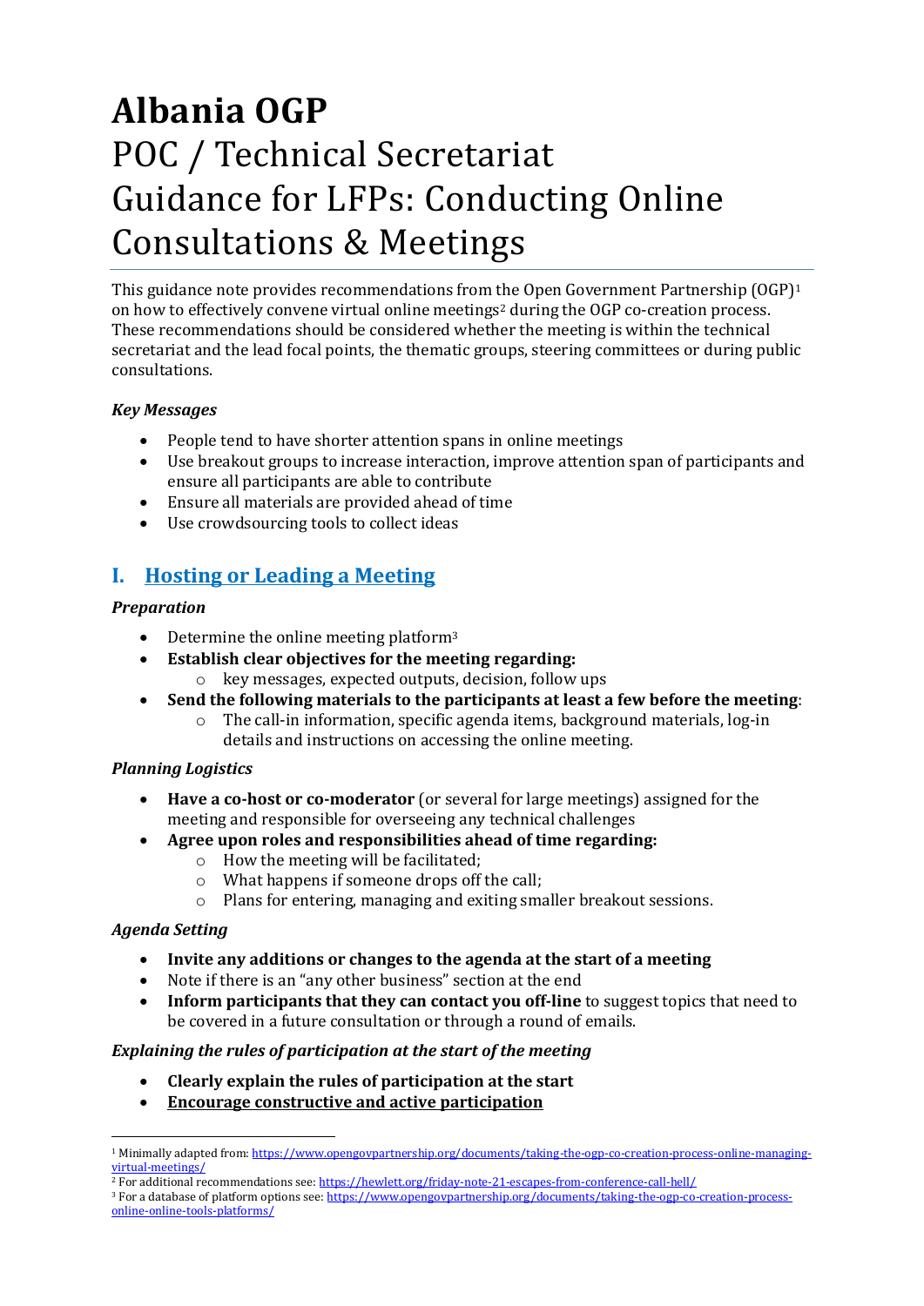# Albania OGP

# POC / Technical Secretariat Guidance for LFPs: Conducting Online Consultations & Meetings

This guidance note provides recommendations from the Open Government Partnership (OGP)[1] on how to effectively convene virtual online meetings[2] during the OGP co-creation process. These recommendations should be considered whether the meeting is within the technical secretariat and the lead focal points, the thematic groups, steering committees or during public consultations.

***Key Messages***

- People tend to have shorter attention spans in online meetings
- Use breakout groups to increase interaction, improve attention span of participants and ensure all participants are able to contribute
- Ensure all materials are provided ahead of time
- Use crowdsourcing tools to collect ideas

## I. Hosting or Leading a Meeting

***Preparation***

- Determine the online meeting platform[3]
- **Establish clear objectives for the meeting regarding:**
  - key messages, expected outputs, decision, follow ups
- **Send the following materials to the participants at least a few before the meeting**:
  - The call-in information, specific agenda items, background materials, log-in details and instructions on accessing the online meeting.

***Planning Logistics***

- **Have a co-host or co-moderator** (or several for large meetings) assigned for the meeting and responsible for overseeing any technical challenges
- **Agree upon roles and responsibilities ahead of time regarding:**
  - How the meeting will be facilitated;
  - What happens if someone drops off the call;
  - Plans for entering, managing and exiting smaller breakout sessions.

***Agenda Setting***

- **Invite any additions or changes to the agenda at the start of a meeting**
- Note if there is an "any other business" section at the end
- **Inform participants that they can contact you off-line** to suggest topics that need to be covered in a future consultation or through a round of emails.

***Explaining the rules of participation at the start of the meeting***

- **Clearly explain the rules of participation at the start**
- **Encourage constructive and active participation**

---

[1] Minimally adapted from: https://www.opengovpartnership.org/documents/taking-the-ogp-co-creation-process-online-managing-virtual-meetings/

[2] For additional recommendations see: https://hewlett.org/friday-note-21-escapes-from-conference-call-hell/

[3] For a database of platform options see: https://www.opengovpartnership.org/documents/taking-the-ogp-co-creation-process-online-online-tools-platforms/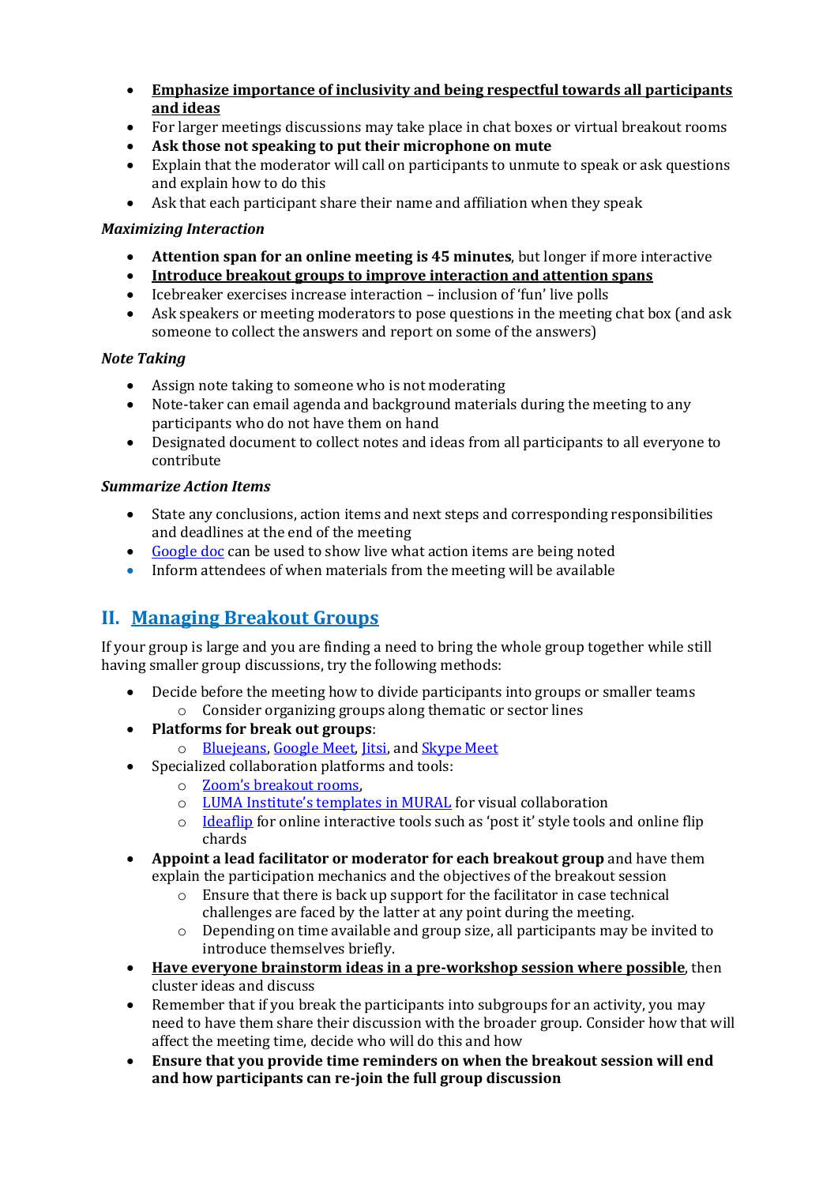- **Emphasize importance of inclusivity and being respectful towards all participants and ideas**
- For larger meetings discussions may take place in chat boxes or virtual breakout rooms
- **Ask those not speaking to put their microphone on mute**
- Explain that the moderator will call on participants to unmute to speak or ask questions and explain how to do this
- Ask that each participant share their name and affiliation when they speak

***Maximizing Interaction***

- **Attention span for an online meeting is 45 minutes**, but longer if more interactive
- **Introduce breakout groups to improve interaction and attention spans**
- Icebreaker exercises increase interaction – inclusion of 'fun' live polls
- Ask speakers or meeting moderators to pose questions in the meeting chat box (and ask someone to collect the answers and report on some of the answers)

***Note Taking***

- Assign note taking to someone who is not moderating
- Note-taker can email agenda and background materials during the meeting to any participants who do not have them on hand
- Designated document to collect notes and ideas from all participants to all everyone to contribute

***Summarize Action Items***

- State any conclusions, action items and next steps and corresponding responsibilities and deadlines at the end of the meeting
- Google doc can be used to show live what action items are being noted
- Inform attendees of when materials from the meeting will be available

## II. Managing Breakout Groups

If your group is large and you are finding a need to bring the whole group together while still having smaller group discussions, try the following methods:

- Decide before the meeting how to divide participants into groups or smaller teams
  - Consider organizing groups along thematic or sector lines
- **Platforms for break out groups**:
  - Bluejeans, Google Meet, Jitsi, and Skype Meet
- Specialized collaboration platforms and tools:
  - Zoom's breakout rooms,
  - LUMA Institute's templates in MURAL for visual collaboration
  - Ideaflip for online interactive tools such as 'post it' style tools and online flip charts
- **Appoint a lead facilitator or moderator for each breakout group** and have them explain the participation mechanics and the objectives of the breakout session
  - Ensure that there is back up support for the facilitator in case technical challenges are faced by the latter at any point during the meeting.
  - Depending on time available and group size, all participants may be invited to introduce themselves briefly.
- **Have everyone brainstorm ideas in a pre-workshop session where possible**, then cluster ideas and discuss
- Remember that if you break the participants into subgroups for an activity, you may need to have them share their discussion with the broader group. Consider how that will affect the meeting time, decide who will do this and how
- **Ensure that you provide time reminders on when the breakout session will end and how participants can re-join the full group discussion**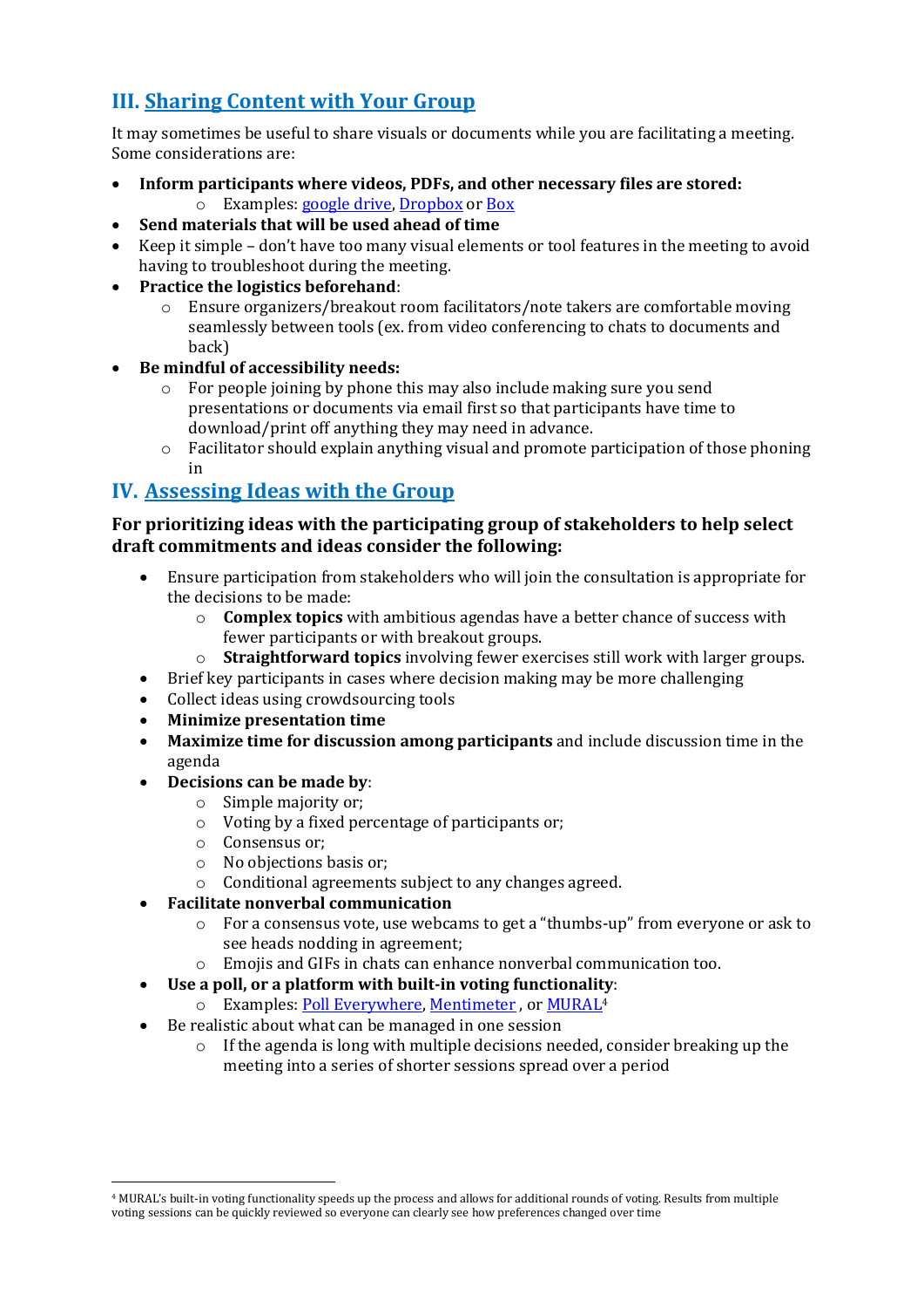## III. [Sharing Content with Your Group]

It may sometimes be useful to share visuals or documents while you are facilitating a meeting. Some considerations are:

- **Inform participants where videos, PDFs, and other necessary files are stored:**
  - Examples: [google drive], [Dropbox] or [Box]
- **Send materials that will be used ahead of time**
- Keep it simple – don't have too many visual elements or tool features in the meeting to avoid having to troubleshoot during the meeting.
- **Practice the logistics beforehand**:
  - Ensure organizers/breakout room facilitators/note takers are comfortable moving seamlessly between tools (ex. from video conferencing to chats to documents and back)
- **Be mindful of accessibility needs:**
  - For people joining by phone this may also include making sure you send presentations or documents via email first so that participants have time to download/print off anything they may need in advance.
  - Facilitator should explain anything visual and promote participation of those phoning in

## IV. [Assessing Ideas with the Group]

### For prioritizing ideas with the participating group of stakeholders to help select draft commitments and ideas consider the following:

- Ensure participation from stakeholders who will join the consultation is appropriate for the decisions to be made:
  - **Complex topics** with ambitious agendas have a better chance of success with fewer participants or with breakout groups.
  - **Straightforward topics** involving fewer exercises still work with larger groups.
- Brief key participants in cases where decision making may be more challenging
- Collect ideas using crowdsourcing tools
- **Minimize presentation time**
- **Maximize time for discussion among participants** and include discussion time in the agenda
- **Decisions can be made by**:
  - Simple majority or;
  - Voting by a fixed percentage of participants or;
  - Consensus or;
  - No objections basis or;
  - Conditional agreements subject to any changes agreed.
- **Facilitate nonverbal communication**
  - For a consensus vote, use webcams to get a "thumbs-up" from everyone or ask to see heads nodding in agreement;
  - Emojis and GIFs in chats can enhance nonverbal communication too.
- **Use a poll, or a platform with built-in voting functionality**:
  - Examples: [Poll Everywhere], [Mentimeter] , or [MURAL][4]
- Be realistic about what can be managed in one session
  - If the agenda is long with multiple decisions needed, consider breaking up the meeting into a series of shorter sessions spread over a period

[4] MURAL's built-in voting functionality speeds up the process and allows for additional rounds of voting. Results from multiple voting sessions can be quickly reviewed so everyone can clearly see how preferences changed over time